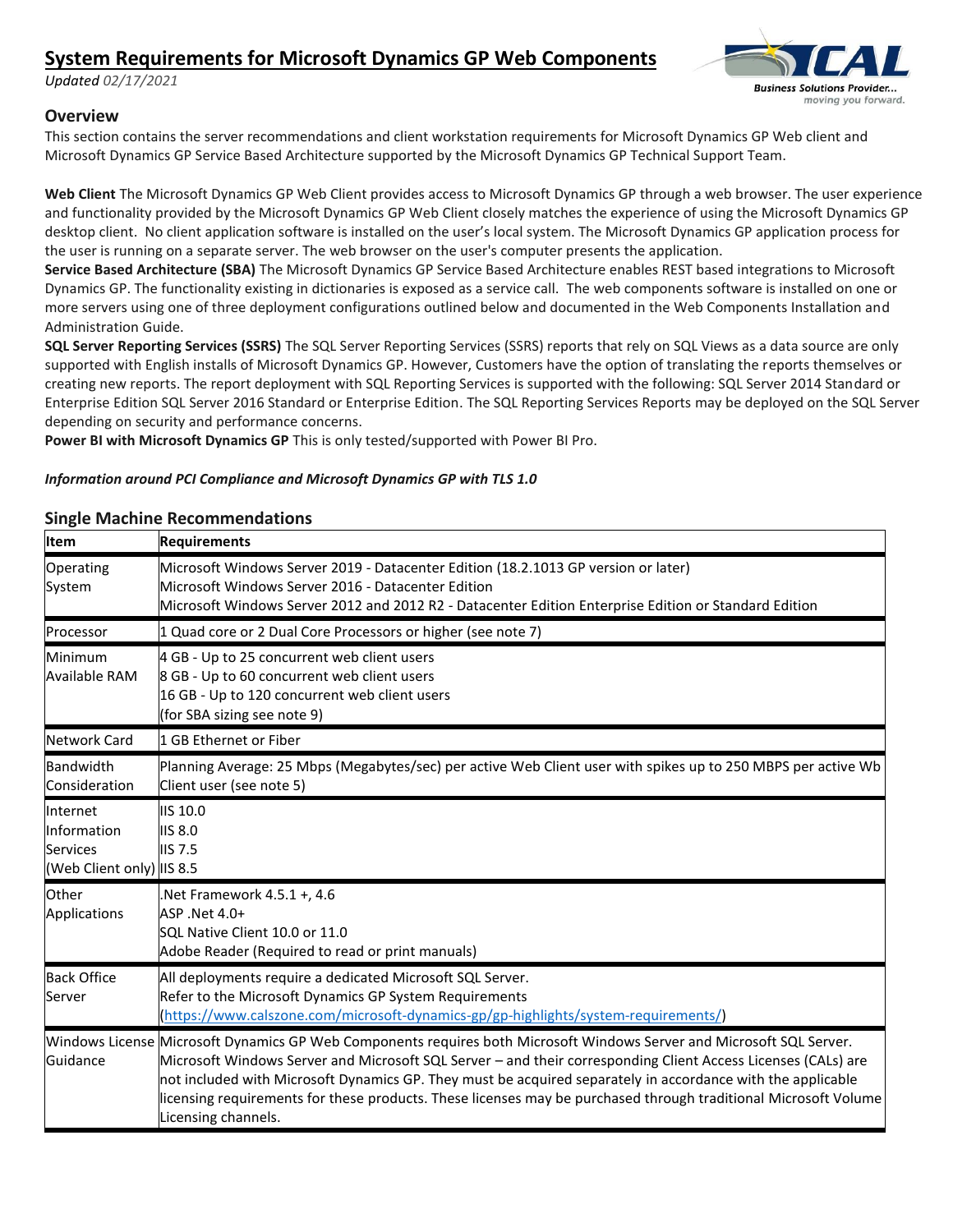# System Requirements for Microsoft Dynamics GP Web Components

*Updated 02/17/2021*

## Overview

This section contains the server recommendations and client workstation requirements for Microsoft Dynamics GP Web client and Microsoft Dynamics GP Service Based Architecture supported by the Microsoft Dynamics GP Technical Support Team.

**Web Client** The Microsoft Dynamics GP Web Client provides access to Microsoft Dynamics GP through a web browser. The user experience and functionality provided by the Microsoft Dynamics GP Web Client closely matches the experience of using the Microsoft Dynamics GP desktop client. No client application software is installed on the user's local system. The Microsoft Dynamics GP application process for the user is running on a separate server. The web browser on the user's computer presents the application.

**Service Based Architecture (SBA)** The Microsoft Dynamics GP Service Based Architecture enables REST based integrations to Microsoft Dynamics GP. The functionality existing in dictionaries is exposed as a service call. The web components software is installed on one or more servers using one of three deployment configurations outlined below and documented in the Web Components Installation and Administration Guide.

**SQL Server Reporting Services (SSRS)** The SQL Server Reporting Services (SSRS) reports that rely on SQL Views as a data source are only supported with English installs of Microsoft Dynamics GP. However, Customers have the option of translating the reports themselves or creating new reports. The report deployment with SQL Reporting Services is supported with the following: SQL Server 2014 Standard or Enterprise Edition SQL Server 2016 Standard or Enterprise Edition. The SQL Reporting Services Reports may be deployed on the SQL Server depending on security and performance concerns.

**Power BI with Microsoft Dynamics GP** This is only tested/supported with Power BI Pro.

***Information around PCI Compliance and Microsoft Dynamics GP with TLS 1.0***

## Single Machine Recommendations

| Item | Requirements |
|---|---|
| Operating System | Microsoft Windows Server 2019 - Datacenter Edition (18.2.1013 GP version or later)<br>Microsoft Windows Server 2016 - Datacenter Edition<br>Microsoft Windows Server 2012 and 2012 R2 - Datacenter Edition Enterprise Edition or Standard Edition |
| Processor | 1 Quad core or 2 Dual Core Processors or higher (see note 7) |
| Minimum Available RAM | 4 GB - Up to 25 concurrent web client users<br>8 GB - Up to 60 concurrent web client users<br>16 GB - Up to 120 concurrent web client users<br>(for SBA sizing see note 9) |
| Network Card | 1 GB Ethernet or Fiber |
| Bandwidth Consideration | Planning Average: 25 Mbps (Megabytes/sec) per active Web Client user with spikes up to 250 MBPS per active Wb Client user (see note 5) |
| Internet Information Services (Web Client only) | IIS 10.0<br>IIS 8.0<br>IIS 7.5<br>IIS 8.5 |
| Other Applications | .Net Framework 4.5.1 +, 4.6<br>ASP .Net 4.0+<br>SQL Native Client 10.0 or 11.0<br>Adobe Reader (Required to read or print manuals) |
| Back Office Server | All deployments require a dedicated Microsoft SQL Server.<br>Refer to the Microsoft Dynamics GP System Requirements<br>(https://www.calszone.com/microsoft-dynamics-gp/gp-highlights/system-requirements/) |
| Windows License Guidance | Microsoft Dynamics GP Web Components requires both Microsoft Windows Server and Microsoft SQL Server. Microsoft Windows Server and Microsoft SQL Server – and their corresponding Client Access Licenses (CALs) are not included with Microsoft Dynamics GP. They must be acquired separately in accordance with the applicable licensing requirements for these products. These licenses may be purchased through traditional Microsoft Volume Licensing channels. |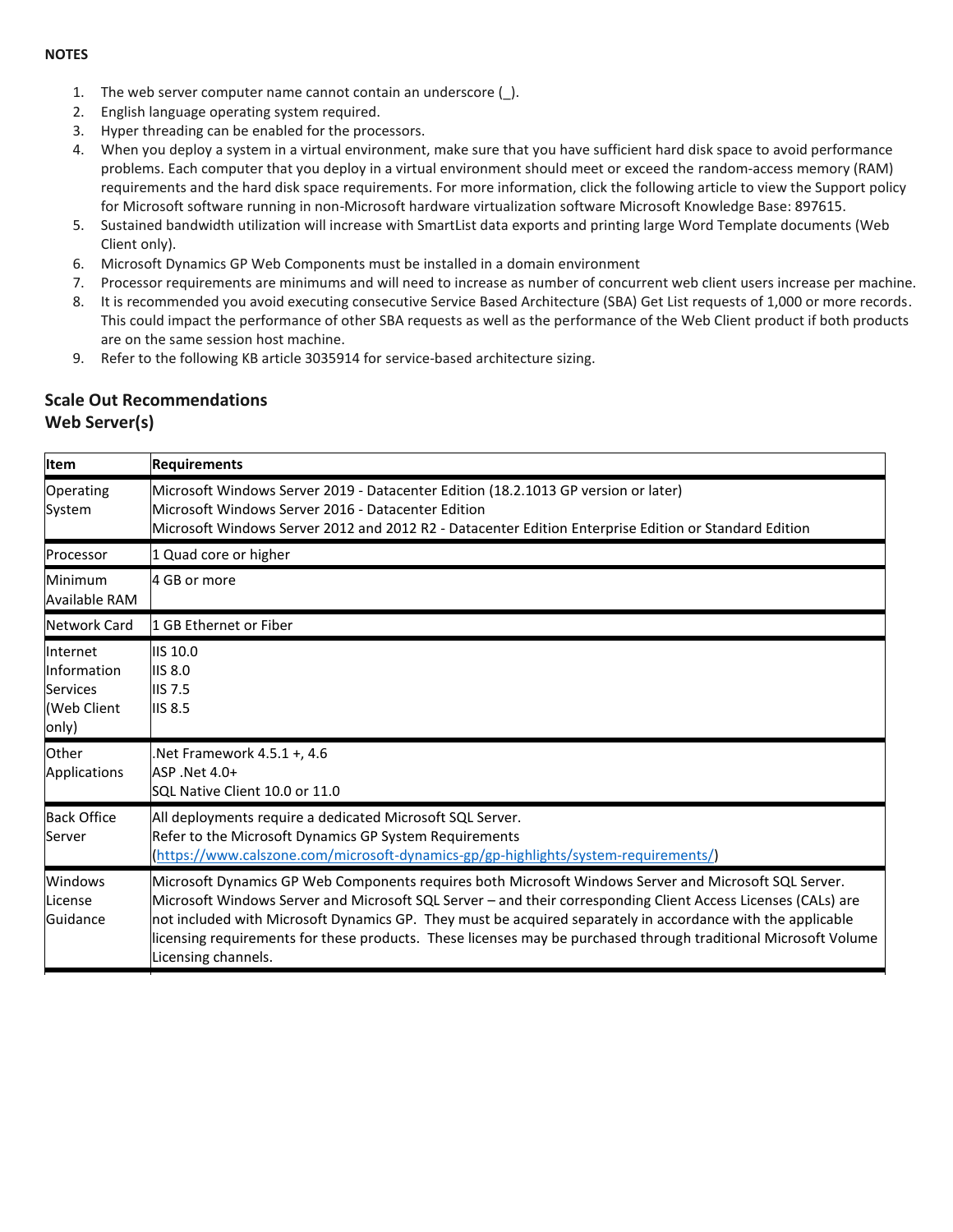**NOTES**

1. The web server computer name cannot contain an underscore (_).
2. English language operating system required.
3. Hyper threading can be enabled for the processors.
4. When you deploy a system in a virtual environment, make sure that you have sufficient hard disk space to avoid performance problems. Each computer that you deploy in a virtual environment should meet or exceed the random-access memory (RAM) requirements and the hard disk space requirements. For more information, click the following article to view the Support policy for Microsoft software running in non-Microsoft hardware virtualization software Microsoft Knowledge Base: 897615.
5. Sustained bandwidth utilization will increase with SmartList data exports and printing large Word Template documents (Web Client only).
6. Microsoft Dynamics GP Web Components must be installed in a domain environment
7. Processor requirements are minimums and will need to increase as number of concurrent web client users increase per machine.
8. It is recommended you avoid executing consecutive Service Based Architecture (SBA) Get List requests of 1,000 or more records. This could impact the performance of other SBA requests as well as the performance of the Web Client product if both products are on the same session host machine.
9. Refer to the following KB article 3035914 for service-based architecture sizing.

## Scale Out Recommendations

## Web Server(s)

| Item | Requirements |
|---|---|
| Operating System | Microsoft Windows Server 2019 - Datacenter Edition (18.2.1013 GP version or later)<br>Microsoft Windows Server 2016 - Datacenter Edition<br>Microsoft Windows Server 2012 and 2012 R2 - Datacenter Edition Enterprise Edition or Standard Edition |
| Processor | 1 Quad core or higher |
| Minimum Available RAM | 4 GB or more |
| Network Card | 1 GB Ethernet or Fiber |
| Internet Information Services (Web Client only) | IIS 10.0<br>IIS 8.0<br>IIS 7.5<br>IIS 8.5 |
| Other Applications | .Net Framework 4.5.1 +, 4.6<br>ASP .Net 4.0+<br>SQL Native Client 10.0 or 11.0 |
| Back Office Server | All deployments require a dedicated Microsoft SQL Server.<br>Refer to the Microsoft Dynamics GP System Requirements (https://www.calszone.com/microsoft-dynamics-gp/gp-highlights/system-requirements/) |
| Windows License Guidance | Microsoft Dynamics GP Web Components requires both Microsoft Windows Server and Microsoft SQL Server. Microsoft Windows Server and Microsoft SQL Server – and their corresponding Client Access Licenses (CALs) are not included with Microsoft Dynamics GP. They must be acquired separately in accordance with the applicable licensing requirements for these products. These licenses may be purchased through traditional Microsoft Volume Licensing channels. |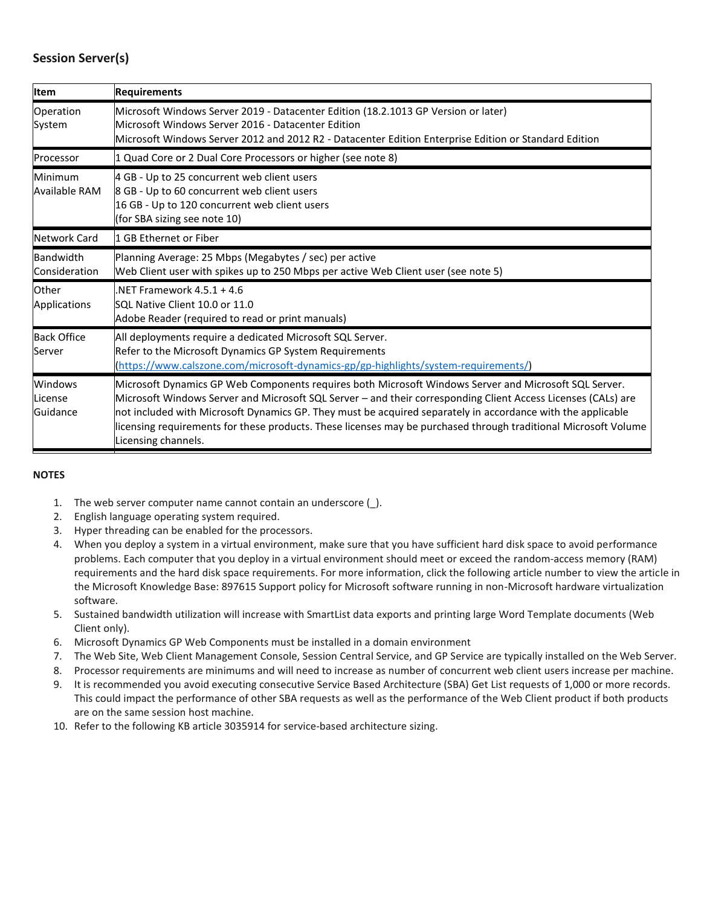## Session Server(s)

| Item | Requirements |
| --- | --- |
| Operation System | Microsoft Windows Server 2019 - Datacenter Edition (18.2.1013 GP Version or later)<br>Microsoft Windows Server 2016 - Datacenter Edition<br>Microsoft Windows Server 2012 and 2012 R2 - Datacenter Edition Enterprise Edition or Standard Edition |
| Processor | 1 Quad Core or 2 Dual Core Processors or higher (see note 8) |
| Minimum Available RAM | 4 GB - Up to 25 concurrent web client users<br>8 GB - Up to 60 concurrent web client users<br>16 GB - Up to 120 concurrent web client users<br>(for SBA sizing see note 10) |
| Network Card | 1 GB Ethernet or Fiber |
| Bandwidth Consideration | Planning Average: 25 Mbps (Megabytes / sec) per active Web Client user with spikes up to 250 Mbps per active Web Client user (see note 5) |
| Other Applications | .NET Framework 4.5.1 + 4.6<br>SQL Native Client 10.0 or 11.0<br>Adobe Reader (required to read or print manuals) |
| Back Office Server | All deployments require a dedicated Microsoft SQL Server.<br>Refer to the Microsoft Dynamics GP System Requirements<br>([https://www.calszone.com/microsoft-dynamics-gp/gp-highlights/system-requirements/](https://www.calszone.com/microsoft-dynamics-gp/gp-highlights/system-requirements/)) |
| Windows License Guidance | Microsoft Dynamics GP Web Components requires both Microsoft Windows Server and Microsoft SQL Server. Microsoft Windows Server and Microsoft SQL Server – and their corresponding Client Access Licenses (CALs) are not included with Microsoft Dynamics GP. They must be acquired separately in accordance with the applicable licensing requirements for these products. These licenses may be purchased through traditional Microsoft Volume Licensing channels. |

**NOTES**

1. The web server computer name cannot contain an underscore (_).
2. English language operating system required.
3. Hyper threading can be enabled for the processors.
4. When you deploy a system in a virtual environment, make sure that you have sufficient hard disk space to avoid performance problems. Each computer that you deploy in a virtual environment should meet or exceed the random-access memory (RAM) requirements and the hard disk space requirements. For more information, click the following article number to view the article in the Microsoft Knowledge Base: 897615 Support policy for Microsoft software running in non-Microsoft hardware virtualization software.
5. Sustained bandwidth utilization will increase with SmartList data exports and printing large Word Template documents (Web Client only).
6. Microsoft Dynamics GP Web Components must be installed in a domain environment
7. The Web Site, Web Client Management Console, Session Central Service, and GP Service are typically installed on the Web Server.
8. Processor requirements are minimums and will need to increase as number of concurrent web client users increase per machine.
9. It is recommended you avoid executing consecutive Service Based Architecture (SBA) Get List requests of 1,000 or more records. This could impact the performance of other SBA requests as well as the performance of the Web Client product if both products are on the same session host machine.
10. Refer to the following KB article 3035914 for service-based architecture sizing.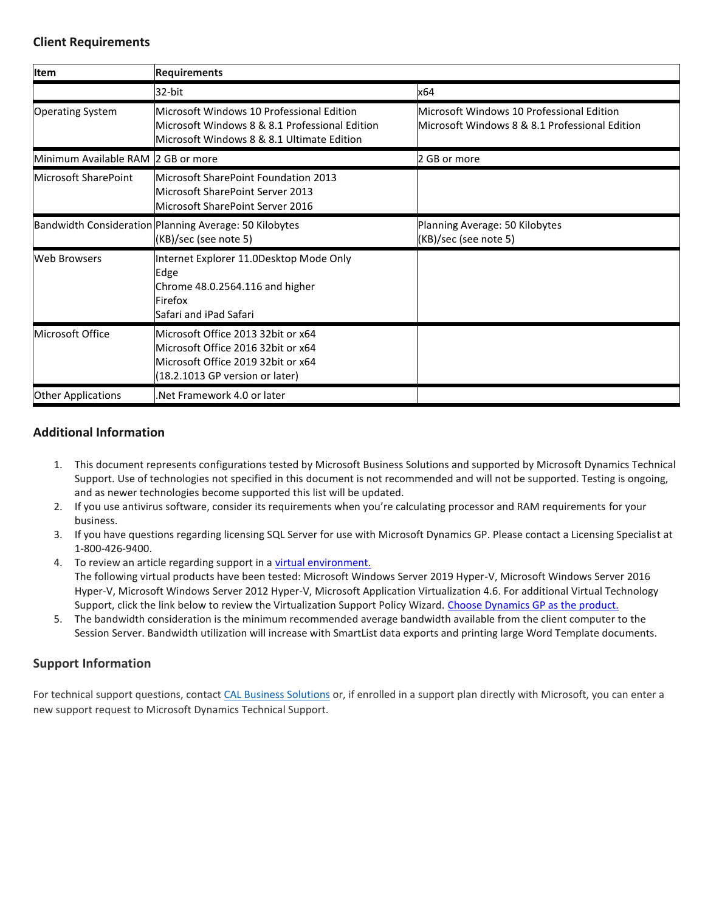## Client Requirements

| Item | Requirements | |
|---|---|---|
| | 32-bit | x64 |
| Operating System | Microsoft Windows 10 Professional Edition<br>Microsoft Windows 8 & 8.1 Professional Edition<br>Microsoft Windows 8 & 8.1 Ultimate Edition | Microsoft Windows 10 Professional Edition<br>Microsoft Windows 8 & 8.1 Professional Edition |
| Minimum Available RAM | 2 GB or more | 2 GB or more |
| Microsoft SharePoint | Microsoft SharePoint Foundation 2013<br>Microsoft SharePoint Server 2013<br>Microsoft SharePoint Server 2016 | |
| Bandwidth Consideration | Planning Average: 50 Kilobytes (KB)/sec (see note 5) | Planning Average: 50 Kilobytes (KB)/sec (see note 5) |
| Web Browsers | Internet Explorer 11.0Desktop Mode Only<br>Edge<br>Chrome 48.0.2564.116 and higher<br>Firefox<br>Safari and iPad Safari | |
| Microsoft Office | Microsoft Office 2013 32bit or x64<br>Microsoft Office 2016 32bit or x64<br>Microsoft Office 2019 32bit or x64<br>(18.2.1013 GP version or later) | |
| Other Applications | .Net Framework 4.0 or later | |

## Additional Information

1. This document represents configurations tested by Microsoft Business Solutions and supported by Microsoft Dynamics Technical Support. Use of technologies not specified in this document is not recommended and will not be supported. Testing is ongoing, and as newer technologies become supported this list will be updated.
2. If you use antivirus software, consider its requirements when you're calculating processor and RAM requirements for your business.
3. If you have questions regarding licensing SQL Server for use with Microsoft Dynamics GP. Please contact a Licensing Specialist at 1-800-426-9400.
4. To review an article regarding support in a virtual environment.
   The following virtual products have been tested: Microsoft Windows Server 2019 Hyper-V, Microsoft Windows Server 2016 Hyper-V, Microsoft Windows Server 2012 Hyper-V, Microsoft Application Virtualization 4.6. For additional Virtual Technology Support, click the link below to review the Virtualization Support Policy Wizard. Choose Dynamics GP as the product.
5. The bandwidth consideration is the minimum recommended average bandwidth available from the client computer to the Session Server. Bandwidth utilization will increase with SmartList data exports and printing large Word Template documents.

## Support Information

For technical support questions, contact CAL Business Solutions or, if enrolled in a support plan directly with Microsoft, you can enter a new support request to Microsoft Dynamics Technical Support.